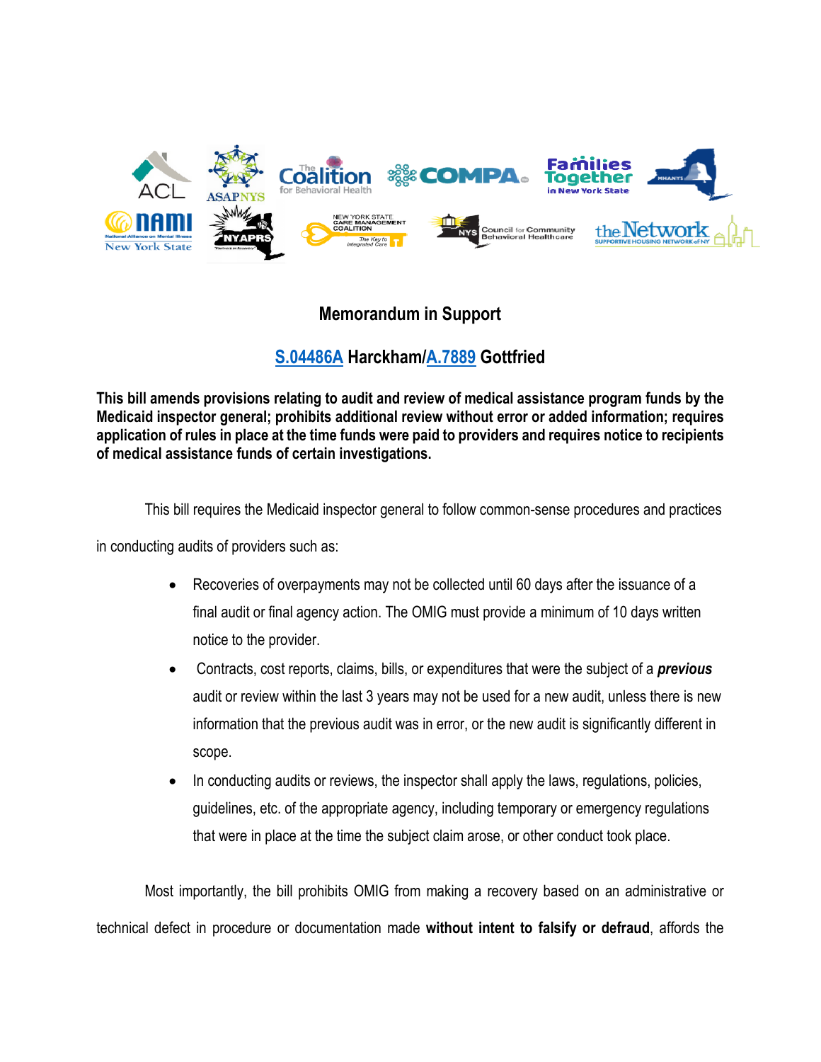## Memorandum in Support

## S.04486A Harckham/A.7889 Gottfried

**This bill amends provisions relating to audit and review of medical assistance program funds by the Medicaid inspector general; prohibits additional review without error or added information; requires application of rules in place at the time funds were paid to providers and requires notice to recipients of medical assistance funds of certain investigations.**

This bill requires the Medicaid inspector general to follow common-sense procedures and practices in conducting audits of providers such as:

- Recoveries of overpayments may not be collected until 60 days after the issuance of a final audit or final agency action. The OMIG must provide a minimum of 10 days written notice to the provider.
- Contracts, cost reports, claims, bills, or expenditures that were the subject of a ***previous*** audit or review within the last 3 years may not be used for a new audit, unless there is new information that the previous audit was in error, or the new audit is significantly different in scope.
- In conducting audits or reviews, the inspector shall apply the laws, regulations, policies, guidelines, etc. of the appropriate agency, including temporary or emergency regulations that were in place at the time the subject claim arose, or other conduct took place.

Most importantly, the bill prohibits OMIG from making a recovery based on an administrative or technical defect in procedure or documentation made **without intent to falsify or defraud**, affords the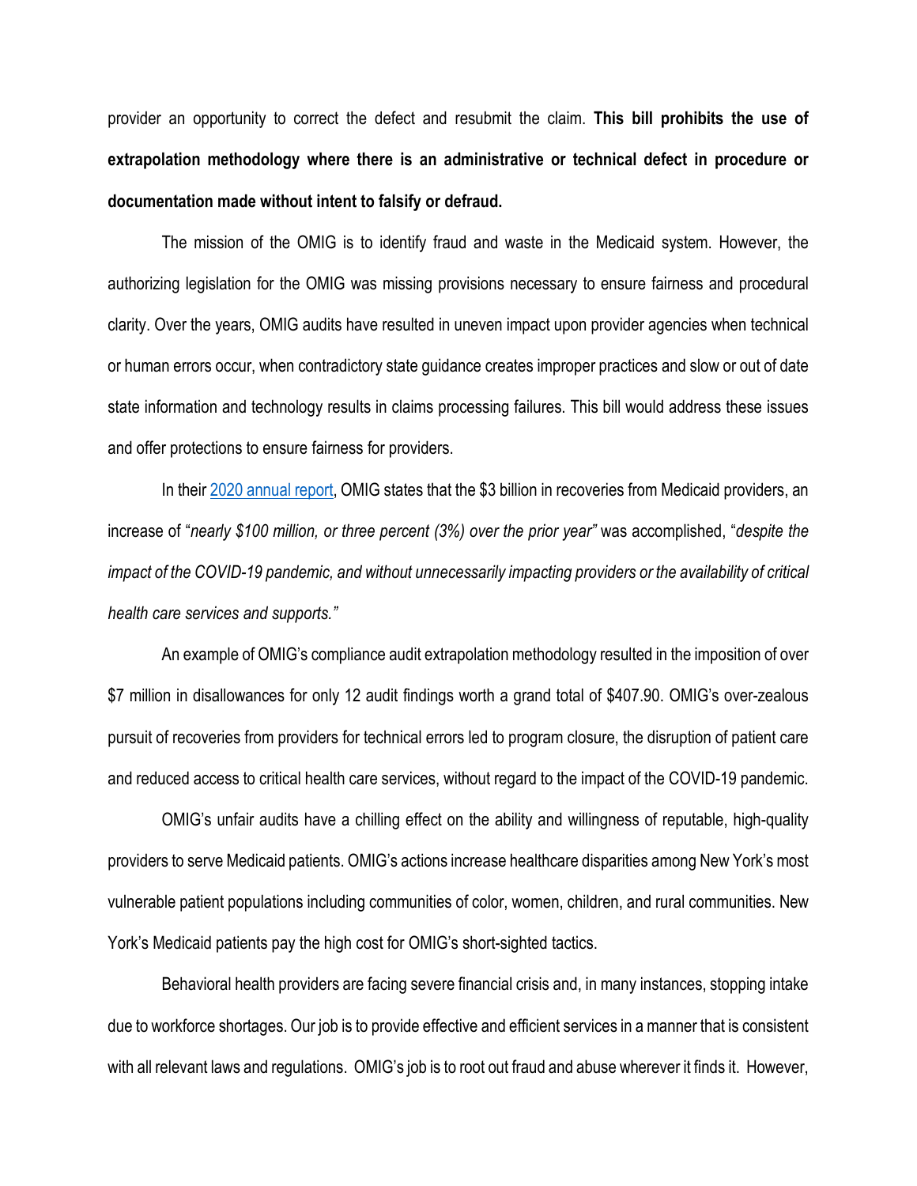provider an opportunity to correct the defect and resubmit the claim. **This bill prohibits the use of extrapolation methodology where there is an administrative or technical defect in procedure or documentation made without intent to falsify or defraud.**

The mission of the OMIG is to identify fraud and waste in the Medicaid system. However, the authorizing legislation for the OMIG was missing provisions necessary to ensure fairness and procedural clarity. Over the years, OMIG audits have resulted in uneven impact upon provider agencies when technical or human errors occur, when contradictory state guidance creates improper practices and slow or out of date state information and technology results in claims processing failures. This bill would address these issues and offer protections to ensure fairness for providers.

In their [2020 annual report](), OMIG states that the $3 billion in recoveries from Medicaid providers, an increase of "*nearly $100 million, or three percent (3%) over the prior year"* was accomplished, "*despite the impact of the COVID-19 pandemic, and without unnecessarily impacting providers or the availability of critical health care services and supports."*

An example of OMIG's compliance audit extrapolation methodology resulted in the imposition of over $7 million in disallowances for only 12 audit findings worth a grand total of $407.90. OMIG's over-zealous pursuit of recoveries from providers for technical errors led to program closure, the disruption of patient care and reduced access to critical health care services, without regard to the impact of the COVID-19 pandemic.

OMIG's unfair audits have a chilling effect on the ability and willingness of reputable, high-quality providers to serve Medicaid patients. OMIG's actions increase healthcare disparities among New York's most vulnerable patient populations including communities of color, women, children, and rural communities. New York's Medicaid patients pay the high cost for OMIG's short-sighted tactics.

Behavioral health providers are facing severe financial crisis and, in many instances, stopping intake due to workforce shortages. Our job is to provide effective and efficient services in a manner that is consistent with all relevant laws and regulations. OMIG's job is to root out fraud and abuse wherever it finds it. However,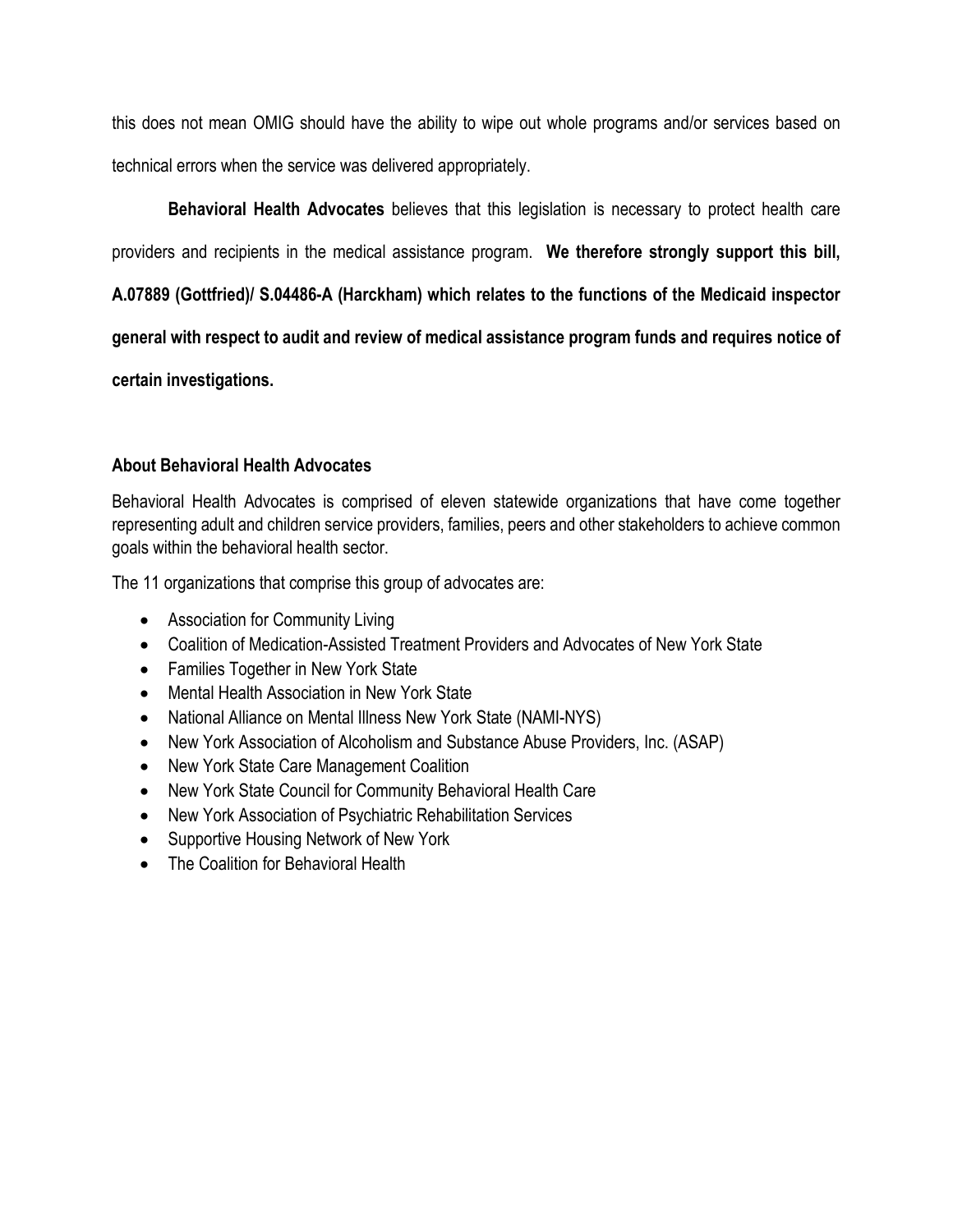this does not mean OMIG should have the ability to wipe out whole programs and/or services based on technical errors when the service was delivered appropriately.

**Behavioral Health Advocates** believes that this legislation is necessary to protect health care providers and recipients in the medical assistance program. **We therefore strongly support this bill, A.07889 (Gottfried)/ S.04486-A (Harckham) which relates to the functions of the Medicaid inspector general with respect to audit and review of medical assistance program funds and requires notice of certain investigations.**

**About Behavioral Health Advocates**

Behavioral Health Advocates is comprised of eleven statewide organizations that have come together representing adult and children service providers, families, peers and other stakeholders to achieve common goals within the behavioral health sector.

The 11 organizations that comprise this group of advocates are:

- Association for Community Living
- Coalition of Medication-Assisted Treatment Providers and Advocates of New York State
- Families Together in New York State
- Mental Health Association in New York State
- National Alliance on Mental Illness New York State (NAMI-NYS)
- New York Association of Alcoholism and Substance Abuse Providers, Inc. (ASAP)
- New York State Care Management Coalition
- New York State Council for Community Behavioral Health Care
- New York Association of Psychiatric Rehabilitation Services
- Supportive Housing Network of New York
- The Coalition for Behavioral Health